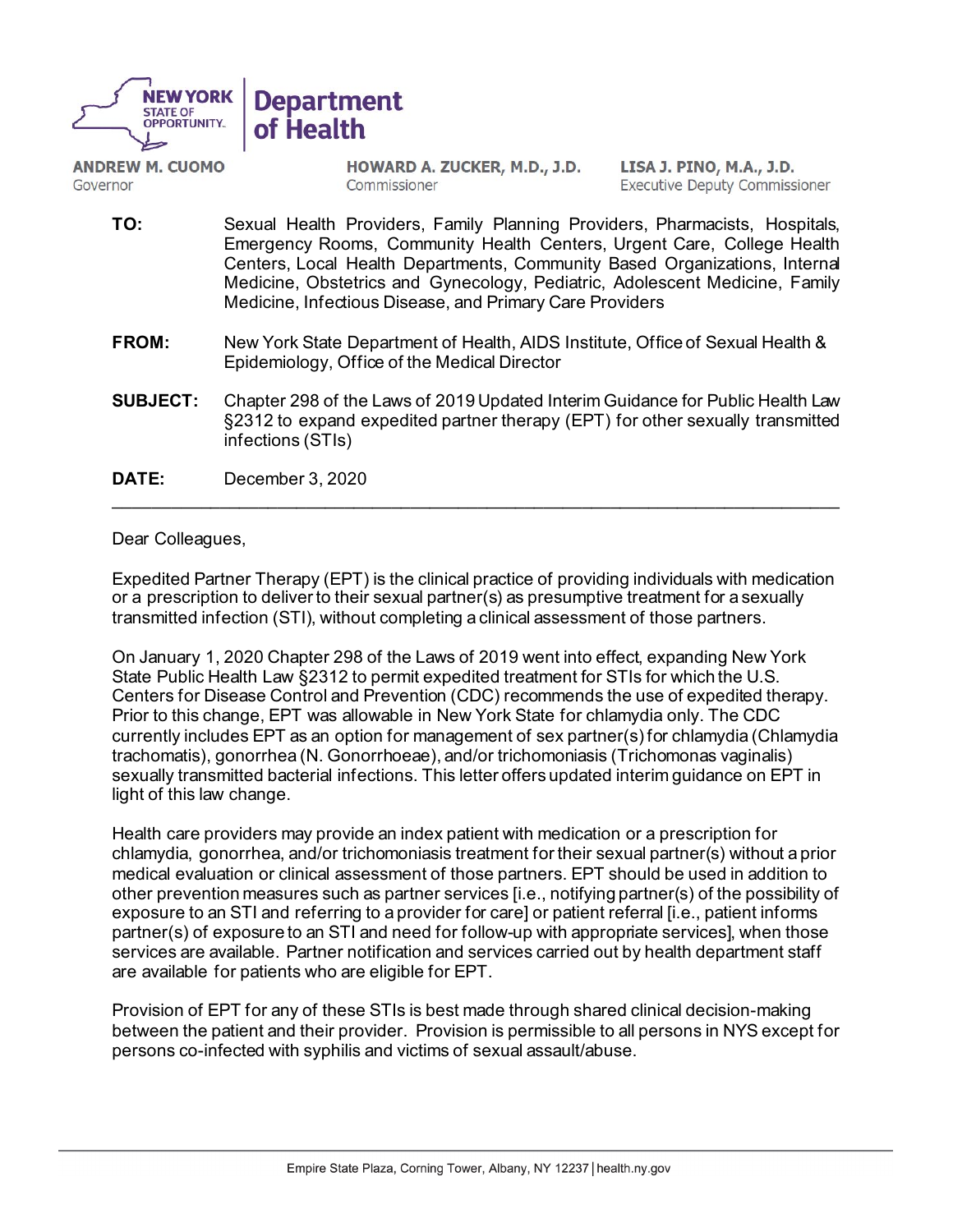**NEW YORK STATE OF OPPORTUNITY.** | **Department of Health**

**ANDREW M. CUOMO**
Governor

**HOWARD A. ZUCKER, M.D., J.D.**
Commissioner

**LISA J. PINO, M.A., J.D.**
Executive Deputy Commissioner

**TO:** Sexual Health Providers, Family Planning Providers, Pharmacists, Hospitals, Emergency Rooms, Community Health Centers, Urgent Care, College Health Centers, Local Health Departments, Community Based Organizations, Internal Medicine, Obstetrics and Gynecology, Pediatric, Adolescent Medicine, Family Medicine, Infectious Disease, and Primary Care Providers

**FROM:** New York State Department of Health, AIDS Institute, Office of Sexual Health & Epidemiology, Office of the Medical Director

**SUBJECT:** Chapter 298 of the Laws of 2019 Updated Interim Guidance for Public Health Law §2312 to expand expedited partner therapy (EPT) for other sexually transmitted infections (STIs)

**DATE:** December 3, 2020

---

Dear Colleagues,

Expedited Partner Therapy (EPT) is the clinical practice of providing individuals with medication or a prescription to deliver to their sexual partner(s) as presumptive treatment for a sexually transmitted infection (STI), without completing a clinical assessment of those partners.

On January 1, 2020 Chapter 298 of the Laws of 2019 went into effect, expanding New York State Public Health Law §2312 to permit expedited treatment for STIs for which the U.S. Centers for Disease Control and Prevention (CDC) recommends the use of expedited therapy. Prior to this change, EPT was allowable in New York State for chlamydia only. The CDC currently includes EPT as an option for management of sex partner(s) for chlamydia (Chlamydia trachomatis), gonorrhea (N. Gonorrhoeae), and/or trichomoniasis (Trichomonas vaginalis) sexually transmitted bacterial infections. This letter offers updated interim guidance on EPT in light of this law change.

Health care providers may provide an index patient with medication or a prescription for chlamydia, gonorrhea, and/or trichomoniasis treatment for their sexual partner(s) without a prior medical evaluation or clinical assessment of those partners. EPT should be used in addition to other prevention measures such as partner services [i.e., notifying partner(s) of the possibility of exposure to an STI and referring to a provider for care] or patient referral [i.e., patient informs partner(s) of exposure to an STI and need for follow-up with appropriate services], when those services are available. Partner notification and services carried out by health department staff are available for patients who are eligible for EPT.

Provision of EPT for any of these STIs is best made through shared clinical decision-making between the patient and their provider. Provision is permissible to all persons in NYS except for persons co-infected with syphilis and victims of sexual assault/abuse.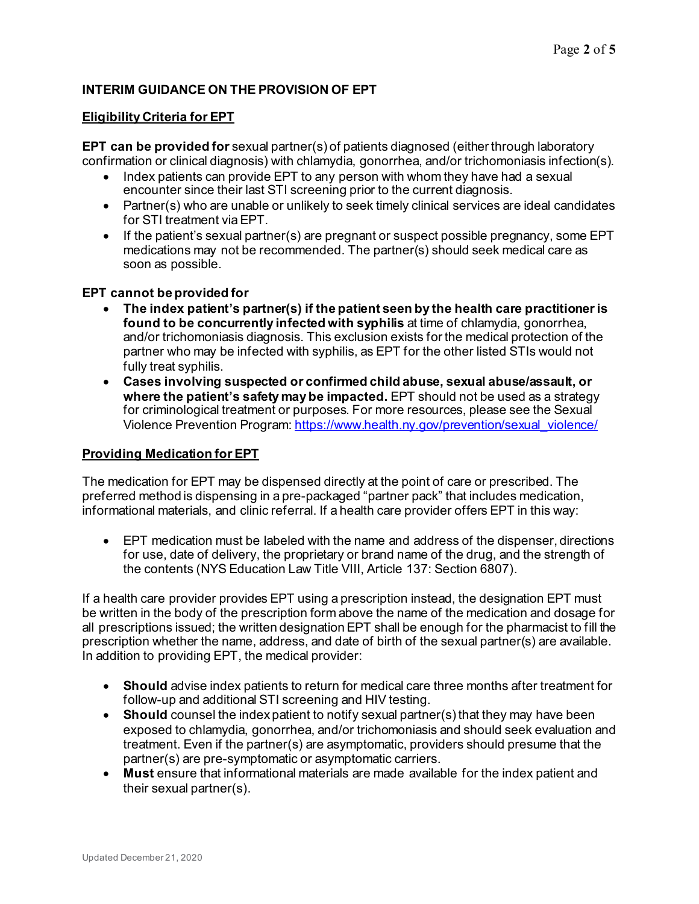## INTERIM GUIDANCE ON THE PROVISION OF EPT

### Eligibility Criteria for EPT

**EPT can be provided for** sexual partner(s) of patients diagnosed (either through laboratory confirmation or clinical diagnosis) with chlamydia, gonorrhea, and/or trichomoniasis infection(s).

- Index patients can provide EPT to any person with whom they have had a sexual encounter since their last STI screening prior to the current diagnosis.
- Partner(s) who are unable or unlikely to seek timely clinical services are ideal candidates for STI treatment via EPT.
- If the patient's sexual partner(s) are pregnant or suspect possible pregnancy, some EPT medications may not be recommended. The partner(s) should seek medical care as soon as possible.

**EPT cannot be provided for**

- **The index patient's partner(s) if the patient seen by the health care practitioner is found to be concurrently infected with syphilis** at time of chlamydia, gonorrhea, and/or trichomoniasis diagnosis. This exclusion exists for the medical protection of the partner who may be infected with syphilis, as EPT for the other listed STIs would not fully treat syphilis.
- **Cases involving suspected or confirmed child abuse, sexual abuse/assault, or where the patient's safety may be impacted.** EPT should not be used as a strategy for criminological treatment or purposes. For more resources, please see the Sexual Violence Prevention Program: https://www.health.ny.gov/prevention/sexual_violence/

### Providing Medication for EPT

The medication for EPT may be dispensed directly at the point of care or prescribed. The preferred method is dispensing in a pre-packaged "partner pack" that includes medication, informational materials, and clinic referral. If a health care provider offers EPT in this way:

- EPT medication must be labeled with the name and address of the dispenser, directions for use, date of delivery, the proprietary or brand name of the drug, and the strength of the contents (NYS Education Law Title VIII, Article 137: Section 6807).

If a health care provider provides EPT using a prescription instead, the designation EPT must be written in the body of the prescription form above the name of the medication and dosage for all prescriptions issued; the written designation EPT shall be enough for the pharmacist to fill the prescription whether the name, address, and date of birth of the sexual partner(s) are available. In addition to providing EPT, the medical provider:

- **Should** advise index patients to return for medical care three months after treatment for follow-up and additional STI screening and HIV testing.
- **Should** counsel the index patient to notify sexual partner(s) that they may have been exposed to chlamydia, gonorrhea, and/or trichomoniasis and should seek evaluation and treatment. Even if the partner(s) are asymptomatic, providers should presume that the partner(s) are pre-symptomatic or asymptomatic carriers.
- **Must** ensure that informational materials are made available for the index patient and their sexual partner(s).

Updated December 21, 2020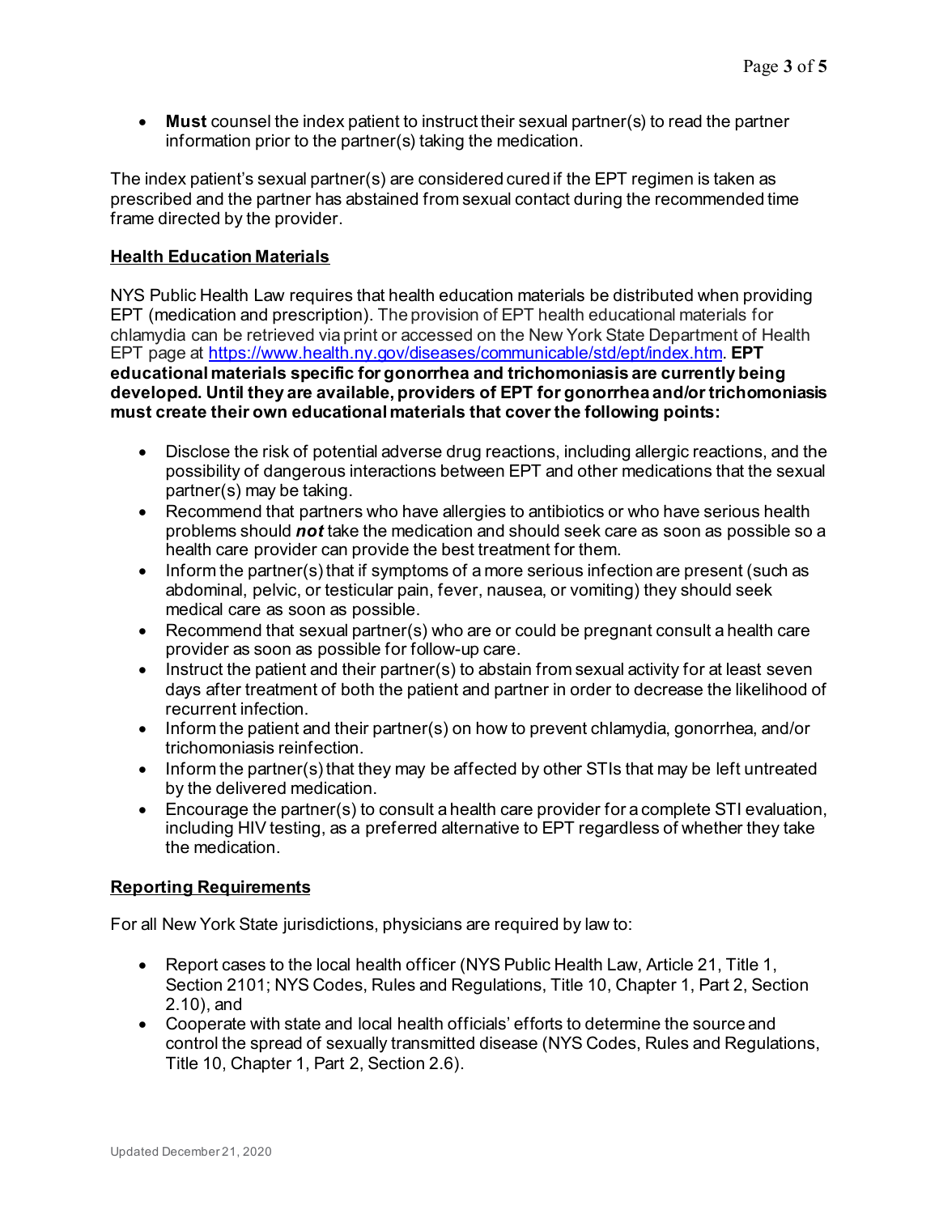- **Must** counsel the index patient to instruct their sexual partner(s) to read the partner information prior to the partner(s) taking the medication.

The index patient's sexual partner(s) are considered cured if the EPT regimen is taken as prescribed and the partner has abstained from sexual contact during the recommended time frame directed by the provider.

## Health Education Materials

NYS Public Health Law requires that health education materials be distributed when providing EPT (medication and prescription). The provision of EPT health educational materials for chlamydia can be retrieved via print or accessed on the New York State Department of Health EPT page at [https://www.health.ny.gov/diseases/communicable/std/ept/index.htm](https://www.health.ny.gov/diseases/communicable/std/ept/index.htm). **EPT educational materials specific for gonorrhea and trichomoniasis are currently being developed. Until they are available, providers of EPT for gonorrhea and/or trichomoniasis must create their own educational materials that cover the following points:**

- Disclose the risk of potential adverse drug reactions, including allergic reactions, and the possibility of dangerous interactions between EPT and other medications that the sexual partner(s) may be taking.
- Recommend that partners who have allergies to antibiotics or who have serious health problems should ***not*** take the medication and should seek care as soon as possible so a health care provider can provide the best treatment for them.
- Inform the partner(s) that if symptoms of a more serious infection are present (such as abdominal, pelvic, or testicular pain, fever, nausea, or vomiting) they should seek medical care as soon as possible.
- Recommend that sexual partner(s) who are or could be pregnant consult a health care provider as soon as possible for follow-up care.
- Instruct the patient and their partner(s) to abstain from sexual activity for at least seven days after treatment of both the patient and partner in order to decrease the likelihood of recurrent infection.
- Inform the patient and their partner(s) on how to prevent chlamydia, gonorrhea, and/or trichomoniasis reinfection.
- Inform the partner(s) that they may be affected by other STIs that may be left untreated by the delivered medication.
- Encourage the partner(s) to consult a health care provider for a complete STI evaluation, including HIV testing, as a preferred alternative to EPT regardless of whether they take the medication.

## Reporting Requirements

For all New York State jurisdictions, physicians are required by law to:

- Report cases to the local health officer (NYS Public Health Law, Article 21, Title 1, Section 2101; NYS Codes, Rules and Regulations, Title 10, Chapter 1, Part 2, Section 2.10), and
- Cooperate with state and local health officials' efforts to determine the source and control the spread of sexually transmitted disease (NYS Codes, Rules and Regulations, Title 10, Chapter 1, Part 2, Section 2.6).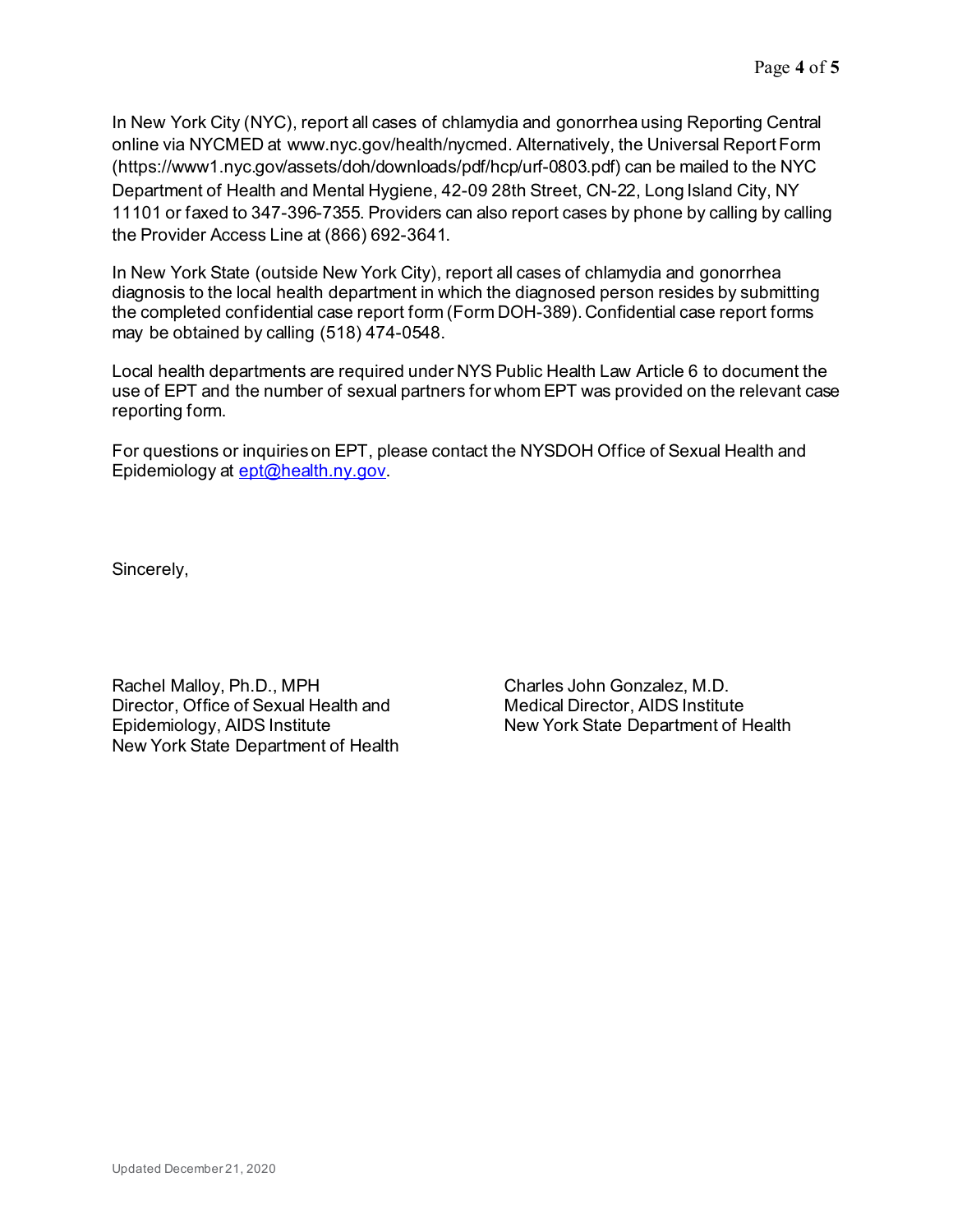In New York City (NYC), report all cases of chlamydia and gonorrhea using Reporting Central online via NYCMED at www.nyc.gov/health/nycmed. Alternatively, the Universal Report Form (https://www1.nyc.gov/assets/doh/downloads/pdf/hcp/urf-0803.pdf) can be mailed to the NYC Department of Health and Mental Hygiene, 42-09 28th Street, CN-22, Long Island City, NY 11101 or faxed to 347-396-7355. Providers can also report cases by phone by calling by calling the Provider Access Line at (866) 692-3641.

In New York State (outside New York City), report all cases of chlamydia and gonorrhea diagnosis to the local health department in which the diagnosed person resides by submitting the completed confidential case report form (Form DOH-389). Confidential case report forms may be obtained by calling (518) 474-0548.

Local health departments are required under NYS Public Health Law Article 6 to document the use of EPT and the number of sexual partners for whom EPT was provided on the relevant case reporting form.

For questions or inquiries on EPT, please contact the NYSDOH Office of Sexual Health and Epidemiology at ept@health.ny.gov.

Sincerely,

Rachel Malloy, Ph.D., MPH
Director, Office of Sexual Health and Epidemiology, AIDS Institute
New York State Department of Health

Charles John Gonzalez, M.D.
Medical Director, AIDS Institute
New York State Department of Health

Updated December 21, 2020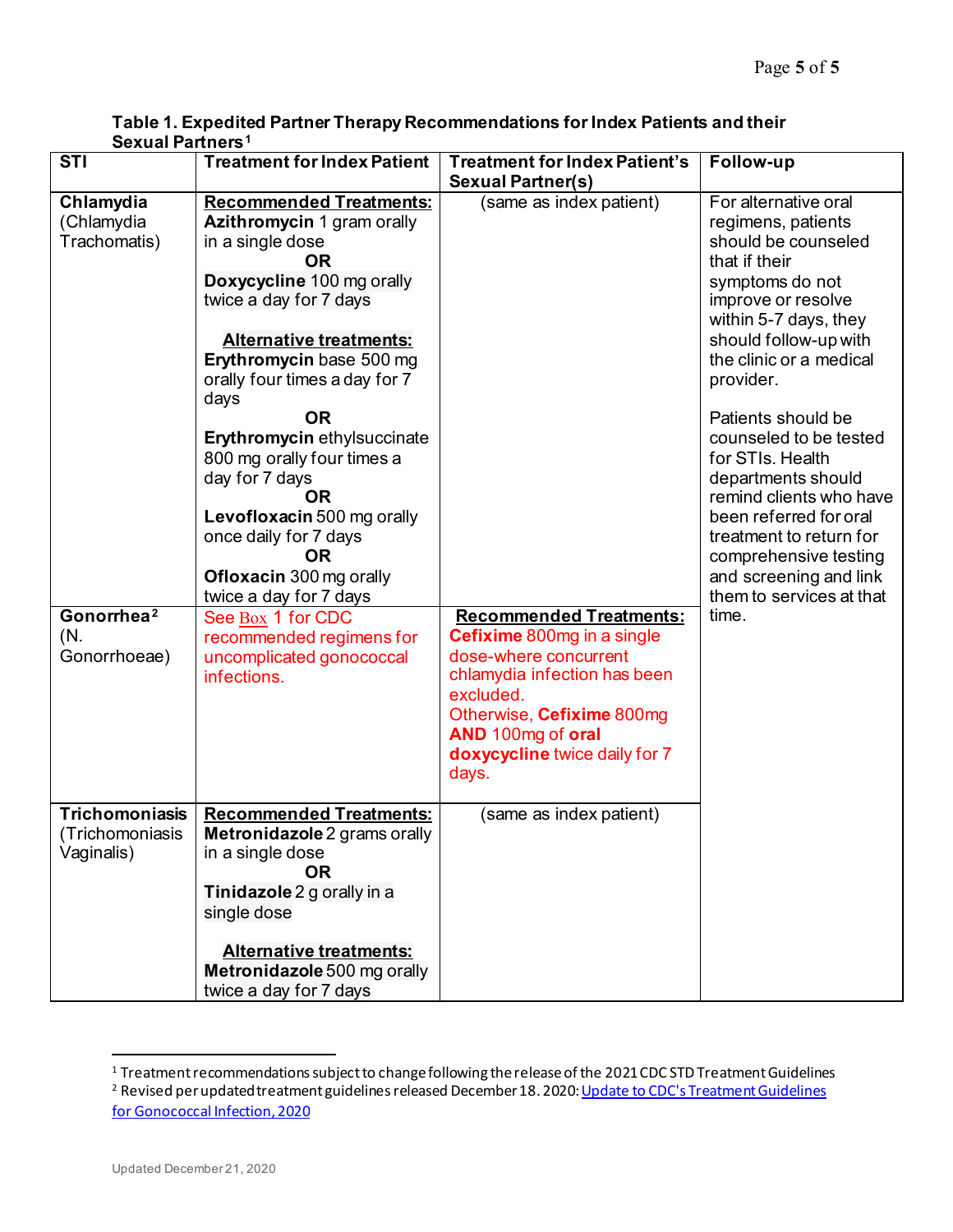**Table 1. Expedited Partner Therapy Recommendations for Index Patients and their Sexual Partners[1]**

| STI | Treatment for Index Patient | Treatment for Index Patient's Sexual Partner(s) | Follow-up |
|---|---|---|---|
| **Chlamydia** (Chlamydia Trachomatis) | **Recommended Treatments:** **Azithromycin** 1 gram orally in a single dose **OR** **Doxycycline** 100 mg orally twice a day for 7 days <br><br> **Alternative treatments:** **Erythromycin** base 500 mg orally four times a day for 7 days **OR** **Erythromycin** ethylsuccinate 800 mg orally four times a day for 7 days **OR** **Levofloxacin** 500 mg orally once daily for 7 days **OR** **Ofloxacin** 300 mg orally twice a day for 7 days | (same as index patient) | For alternative oral regimens, patients should be counseled that if their symptoms do not improve or resolve within 5-7 days, they should follow-up with the clinic or a medical provider. <br><br> Patients should be counseled to be tested for STIs. Health departments should remind clients who have been referred for oral treatment to return for comprehensive testing and screening and link them to services at that time. |
| **Gonorrhea[2]** (N. Gonorrhoeae) | See Box 1 for CDC recommended regimens for uncomplicated gonococcal infections. | **Recommended Treatments:** **Cefixime** 800mg in a single dose-where concurrent chlamydia infection has been excluded. Otherwise, **Cefixime** 800mg **AND** 100mg of **oral doxycycline** twice daily for 7 days. | |
| **Trichomoniasis** (Trichomoniasis Vaginalis) | **Recommended Treatments:** **Metronidazole** 2 grams orally in a single dose **OR** **Tinidazole** 2 g orally in a single dose <br><br> **Alternative treatments:** **Metronidazole** 500 mg orally twice a day for 7 days | (same as index patient) | |

[1] Treatment recommendations subject to change following the release of the 2021 CDC STD Treatment Guidelines

[2] Revised per updated treatment guidelines released December 18. 2020: [Update to CDC's Treatment Guidelines for Gonococcal Infection, 2020]

Updated December 21, 2020